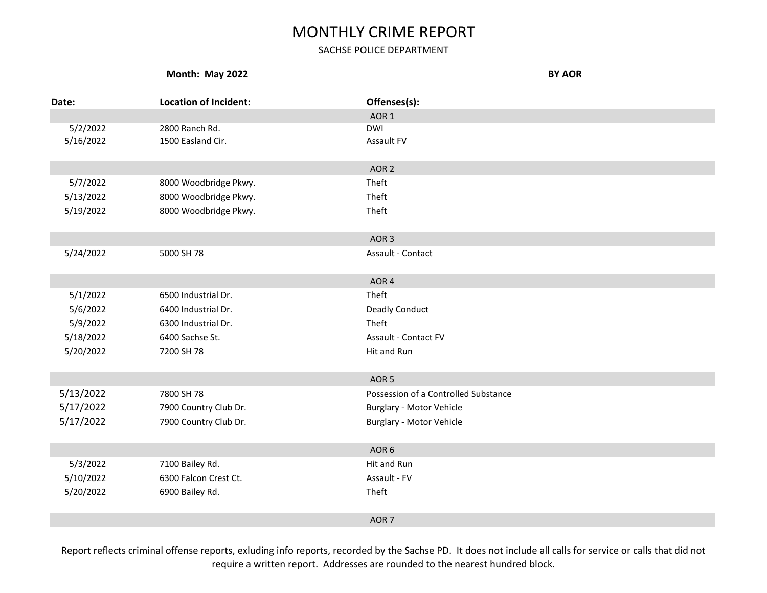# MONTHLY CRIME REPORT

SACHSE POLICE DEPARTMENT

**Month: May 2022** **BY AOR**

| Date: | Location of Incident: | Offenses(s): |
|---|---|---|
| | | AOR 1 |
| 5/2/2022 | 2800 Ranch Rd. | DWI |
| 5/16/2022 | 1500 Easland Cir. | Assault FV |
| | | AOR 2 |
| 5/7/2022 | 8000 Woodbridge Pkwy. | Theft |
| 5/13/2022 | 8000 Woodbridge Pkwy. | Theft |
| 5/19/2022 | 8000 Woodbridge Pkwy. | Theft |
| | | AOR 3 |
| 5/24/2022 | 5000 SH 78 | Assault - Contact |
| | | AOR 4 |
| 5/1/2022 | 6500 Industrial Dr. | Theft |
| 5/6/2022 | 6400 Industrial Dr. | Deadly Conduct |
| 5/9/2022 | 6300 Industrial Dr. | Theft |
| 5/18/2022 | 6400 Sachse St. | Assault - Contact FV |
| 5/20/2022 | 7200 SH 78 | Hit and Run |
| | | AOR 5 |
| 5/13/2022 | 7800 SH 78 | Possession of a Controlled Substance |
| 5/17/2022 | 7900 Country Club Dr. | Burglary - Motor Vehicle |
| 5/17/2022 | 7900 Country Club Dr. | Burglary - Motor Vehicle |
| | | AOR 6 |
| 5/3/2022 | 7100 Bailey Rd. | Hit and Run |
| 5/10/2022 | 6300 Falcon Crest Ct. | Assault - FV |
| 5/20/2022 | 6900 Bailey Rd. | Theft |
| | | AOR 7 |

Report reflects criminal offense reports, exluding info reports, recorded by the Sachse PD. It does not include all calls for service or calls that did not require a written report. Addresses are rounded to the nearest hundred block.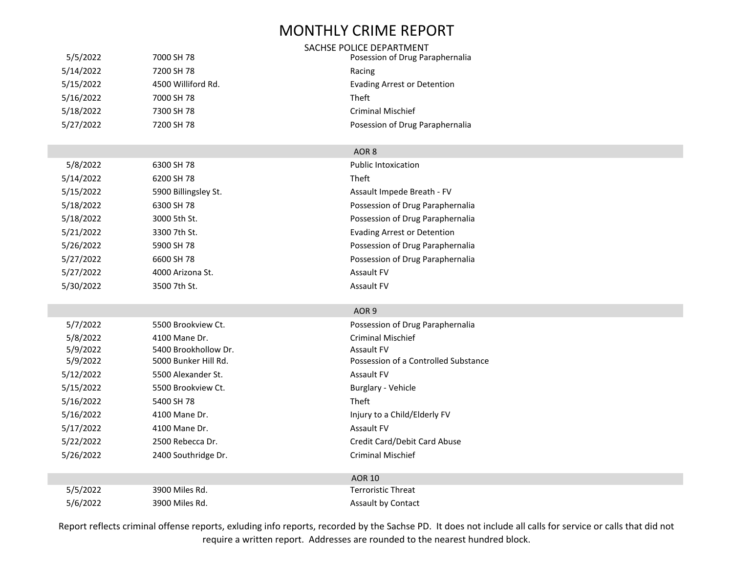# MONTHLY CRIME REPORT

SACHSE POLICE DEPARTMENT

| | | |
|---|---|---|
| 5/5/2022 | 7000 SH 78 | Posession of Drug Paraphernalia |
| 5/14/2022 | 7200 SH 78 | Racing |
| 5/15/2022 | 4500 Williford Rd. | Evading Arrest or Detention |
| 5/16/2022 | 7000 SH 78 | Theft |
| 5/18/2022 | 7300 SH 78 | Criminal Mischief |
| 5/27/2022 | 7200 SH 78 | Posession of Drug Paraphernalia |
| | **AOR 8** | |
| 5/8/2022 | 6300 SH 78 | Public Intoxication |
| 5/14/2022 | 6200 SH 78 | Theft |
| 5/15/2022 | 5900 Billingsley St. | Assault Impede Breath - FV |
| 5/18/2022 | 6300 SH 78 | Possession of Drug Paraphernalia |
| 5/18/2022 | 3000 5th St. | Possession of Drug Paraphernalia |
| 5/21/2022 | 3300 7th St. | Evading Arrest or Detention |
| 5/26/2022 | 5900 SH 78 | Possession of Drug Paraphernalia |
| 5/27/2022 | 6600 SH 78 | Possession of Drug Paraphernalia |
| 5/27/2022 | 4000 Arizona St. | Assault FV |
| 5/30/2022 | 3500 7th St. | Assault FV |
| | **AOR 9** | |
| 5/7/2022 | 5500 Brookview Ct. | Possession of Drug Paraphernalia |
| 5/8/2022 | 4100 Mane Dr. | Criminal Mischief |
| 5/9/2022 | 5400 Brookhollow Dr. | Assault FV |
| 5/9/2022 | 5000 Bunker Hill Rd. | Possession of a Controlled Substance |
| 5/12/2022 | 5500 Alexander St. | Assault FV |
| 5/15/2022 | 5500 Brookview Ct. | Burglary - Vehicle |
| 5/16/2022 | 5400 SH 78 | Theft |
| 5/16/2022 | 4100 Mane Dr. | Injury to a Child/Elderly FV |
| 5/17/2022 | 4100 Mane Dr. | Assault FV |
| 5/22/2022 | 2500 Rebecca Dr. | Credit Card/Debit Card Abuse |
| 5/26/2022 | 2400 Southridge Dr. | Criminal Mischief |
| | **AOR 10** | |
| 5/5/2022 | 3900 Miles Rd. | Terroristic Threat |
| 5/6/2022 | 3900 Miles Rd. | Assault by Contact |

Report reflects criminal offense reports, exluding info reports, recorded by the Sachse PD. It does not include all calls for service or calls that did not require a written report. Addresses are rounded to the nearest hundred block.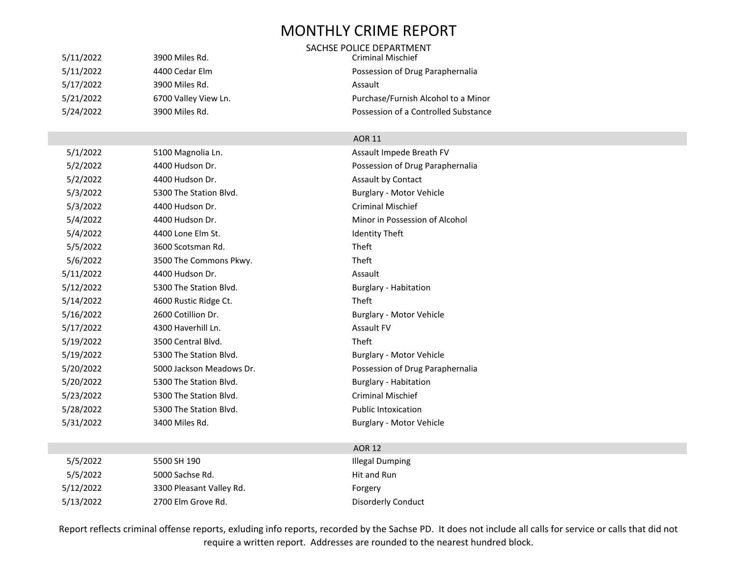# MONTHLY CRIME REPORT

SACHSE POLICE DEPARTMENT

| | | |
|---|---|---|
| 5/11/2022 | 3900 Miles Rd. | Criminal Mischief |
| 5/11/2022 | 4400 Cedar Elm | Possession of Drug Paraphernalia |
| 5/17/2022 | 3900 Miles Rd. | Assault |
| 5/21/2022 | 6700 Valley View Ln. | Purchase/Furnish Alcohol to a Minor |
| 5/24/2022 | 3900 Miles Rd. | Possession of a Controlled Substance |
| | | |
| | AOR 11 | |
| 5/1/2022 | 5100 Magnolia Ln. | Assault Impede Breath FV |
| 5/2/2022 | 4400 Hudson Dr. | Possession of Drug Paraphernalia |
| 5/2/2022 | 4400 Hudson Dr. | Assault by Contact |
| 5/3/2022 | 5300 The Station Blvd. | Burglary - Motor Vehicle |
| 5/3/2022 | 4400 Hudson Dr. | Criminal Mischief |
| 5/4/2022 | 4400 Hudson Dr. | Minor in Possession of Alcohol |
| 5/4/2022 | 4400 Lone Elm St. | Identity Theft |
| 5/5/2022 | 3600 Scotsman Rd. | Theft |
| 5/6/2022 | 3500 The Commons Pkwy. | Theft |
| 5/11/2022 | 4400 Hudson Dr. | Assault |
| 5/12/2022 | 5300 The Station Blvd. | Burglary - Habitation |
| 5/14/2022 | 4600 Rustic Ridge Ct. | Theft |
| 5/16/2022 | 2600 Cotillion Dr. | Burglary - Motor Vehicle |
| 5/17/2022 | 4300 Haverhill Ln. | Assault FV |
| 5/19/2022 | 3500 Central Blvd. | Theft |
| 5/19/2022 | 5300 The Station Blvd. | Burglary - Motor Vehicle |
| 5/20/2022 | 5000 Jackson Meadows Dr. | Possession of Drug Paraphernalia |
| 5/20/2022 | 5300 The Station Blvd. | Burglary - Habitation |
| 5/23/2022 | 5300 The Station Blvd. | Criminal Mischief |
| 5/28/2022 | 5300 The Station Blvd. | Public Intoxication |
| 5/31/2022 | 3400 Miles Rd. | Burglary - Motor Vehicle |
| | | |
| | AOR 12 | |
| 5/5/2022 | 5500 SH 190 | Illegal Dumping |
| 5/5/2022 | 5000 Sachse Rd. | Hit and Run |
| 5/12/2022 | 3300 Pleasant Valley Rd. | Forgery |
| 5/13/2022 | 2700 Elm Grove Rd. | Disorderly Conduct |

Report reflects criminal offense reports, exluding info reports, recorded by the Sachse PD. It does not include all calls for service or calls that did not require a written report. Addresses are rounded to the nearest hundred block.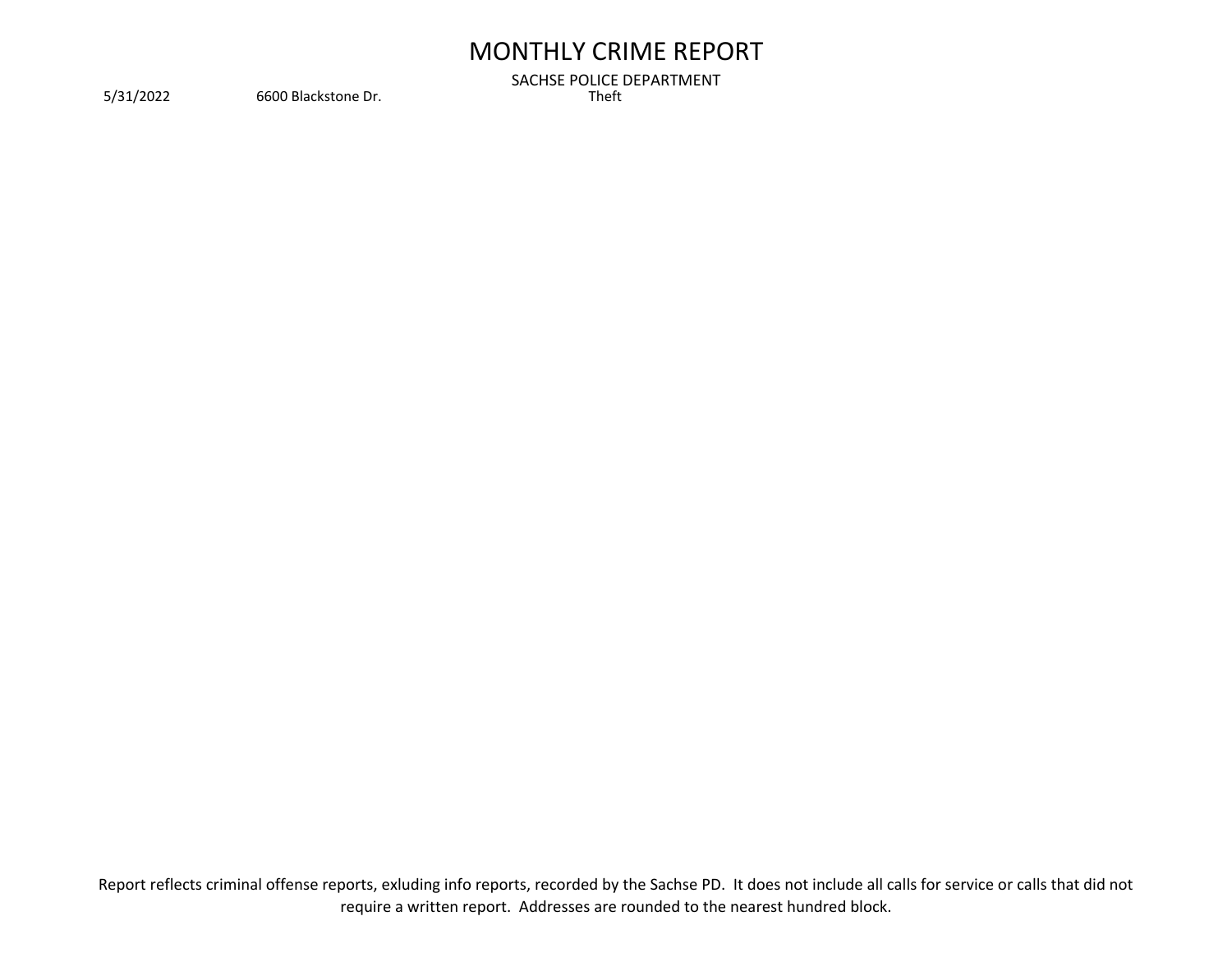# MONTHLY CRIME REPORT

SACHSE POLICE DEPARTMENT

| | | |
|---|---|---|
| 5/31/2022 | 6600 Blackstone Dr. | Theft |

Report reflects criminal offense reports, exluding info reports, recorded by the Sachse PD. It does not include all calls for service or calls that did not require a written report. Addresses are rounded to the nearest hundred block.